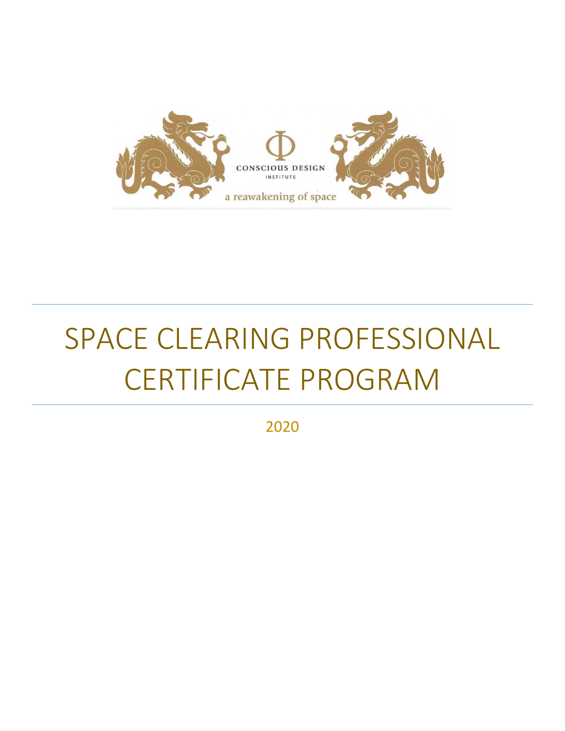CONSCIOUS DESIGN

INSTITUTE

a reawakening of space

# SPACE CLEARING PROFESSIONAL CERTIFICATE PROGRAM

2020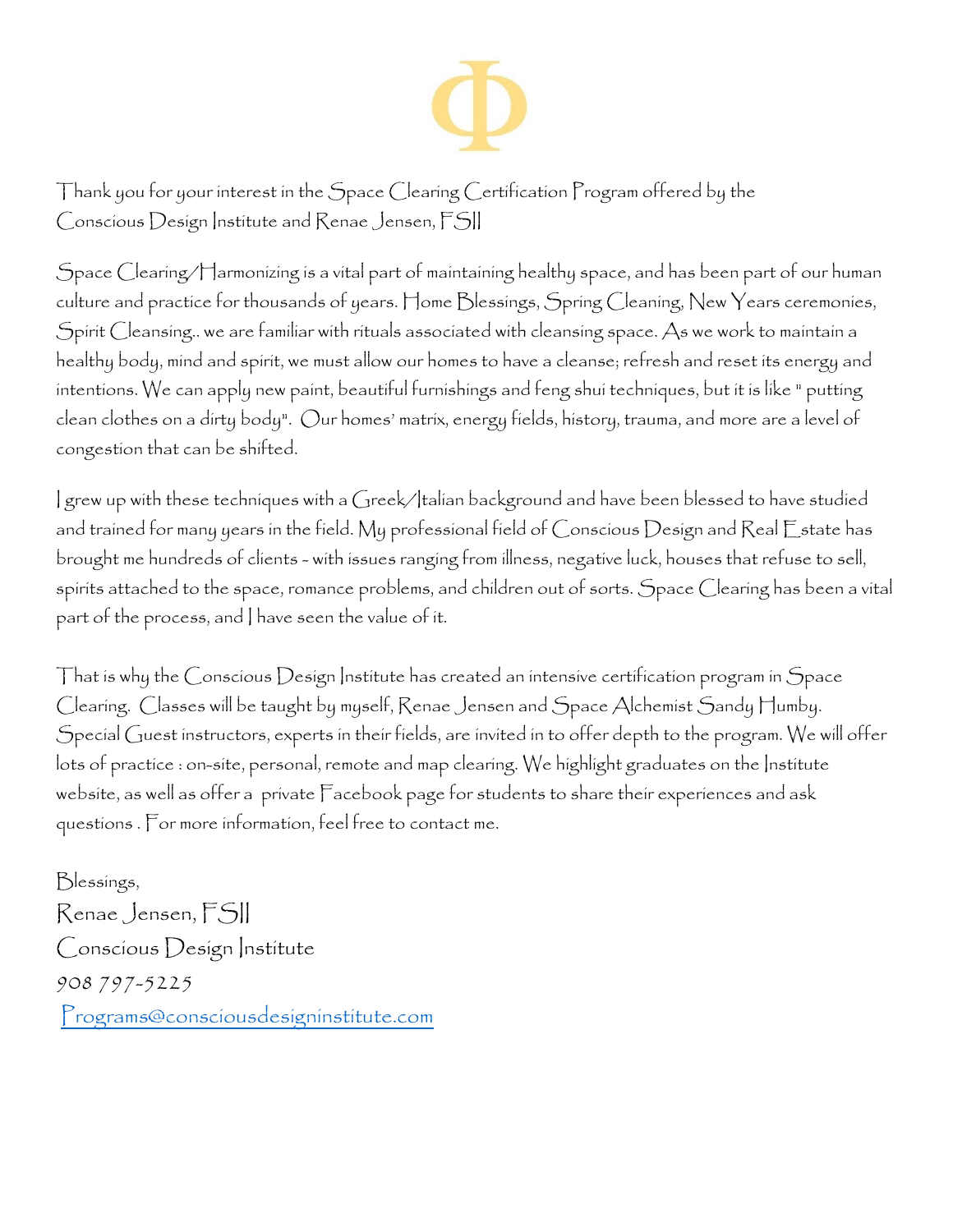Φ

Thank you for your interest in the Space Clearing Certification Program offered by the Conscious Design Institute and Renae Jensen, FSII

Space Clearing/Harmonizing is a vital part of maintaining healthy space, and has been part of our human culture and practice for thousands of years. Home Blessings, Spring Cleaning, New Years ceremonies, Spirit Cleansing.. we are familiar with rituals associated with cleansing space. As we work to maintain a healthy body, mind and spirit, we must allow our homes to have a cleanse; refresh and reset its energy and intentions. We can apply new paint, beautiful furnishings and feng shui techniques, but it is like " putting clean clothes on a dirty body". Our homes' matrix, energy fields, history, trauma, and more are a level of congestion that can be shifted.

I grew up with these techniques with a Greek/Italian background and have been blessed to have studied and trained for many years in the field. My professional field of Conscious Design and Real Estate has brought me hundreds of clients - with issues ranging from illness, negative luck, houses that refuse to sell, spirits attached to the space, romance problems, and children out of sorts. Space Clearing has been a vital part of the process, and I have seen the value of it.

That is why the Conscious Design Institute has created an intensive certification program in Space Clearing. Classes will be taught by myself, Renae Jensen and Space Alchemist Sandy Humby. Special Guest instructors, experts in their fields, are invited in to offer depth to the program. We will offer lots of practice : on-site, personal, remote and map clearing. We highlight graduates on the Institute website, as well as offer a private Facebook page for students to share their experiences and ask questions . For more information, feel free to contact me.

Blessings,
Renae Jensen, FSII
Conscious Design Institute
908 797-5225
Programs@consciousdesigninstitute.com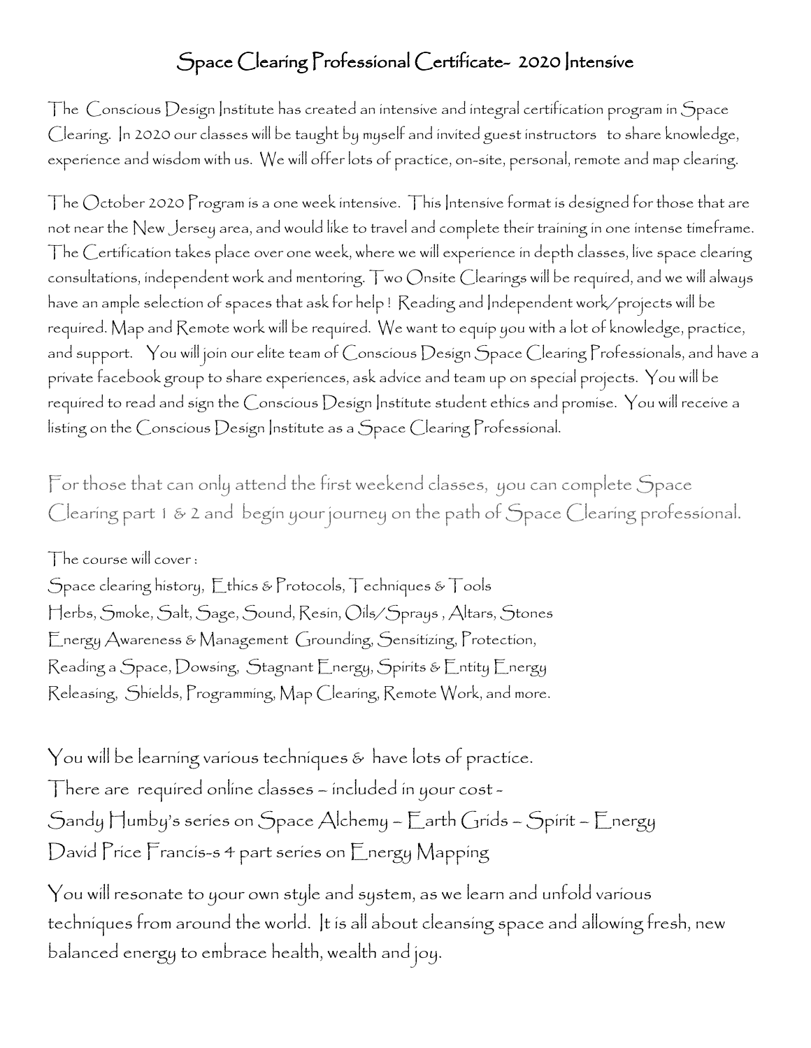# Space Clearing Professional Certificate- 2020 Intensive

The Conscious Design Institute has created an intensive and integral certification program in Space Clearing. In 2020 our classes will be taught by myself and invited guest instructors to share knowledge, experience and wisdom with us. We will offer lots of practice, on-site, personal, remote and map clearing.

The October 2020 Program is a one week intensive. This Intensive format is designed for those that are not near the New Jersey area, and would like to travel and complete their training in one intense timeframe. The Certification takes place over one week, where we will experience in depth classes, live space clearing consultations, independent work and mentoring. Two Onsite Clearings will be required, and we will always have an ample selection of spaces that ask for help ! Reading and Independent work/projects will be required. Map and Remote work will be required. We want to equip you with a lot of knowledge, practice, and support. You will join our elite team of Conscious Design Space Clearing Professionals, and have a private facebook group to share experiences, ask advice and team up on special projects. You will be required to read and sign the Conscious Design Institute student ethics and promise. You will receive a listing on the Conscious Design Institute as a Space Clearing Professional.

For those that can only attend the first weekend classes, you can complete Space Clearing part 1 & 2 and begin your journey on the path of Space Clearing professional.

The course will cover :
Space clearing history, Ethics & Protocols, Techniques & Tools
Herbs, Smoke, Salt, Sage, Sound, Resin, Oils/Sprays , Altars, Stones
Energy Awareness & Management Grounding, Sensitizing, Protection,
Reading a Space, Dowsing, Stagnant Energy, Spirits & Entity Energy
Releasing, Shields, Programming, Map Clearing, Remote Work, and more.

You will be learning various techniques & have lots of practice.
There are required online classes – included in your cost -
Sandy Humby's series on Space Alchemy – Earth Grids – Spirit – Energy
David Price Francis-s 4 part series on Energy Mapping

You will resonate to your own style and system, as we learn and unfold various techniques from around the world. It is all about cleansing space and allowing fresh, new balanced energy to embrace health, wealth and joy.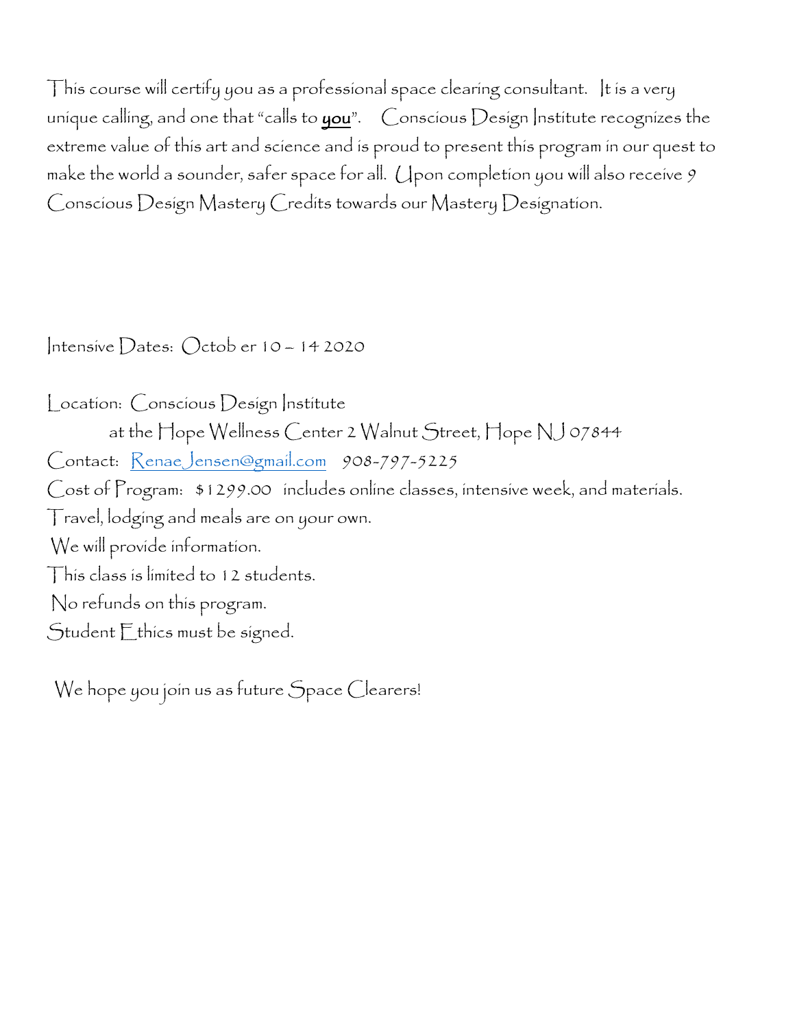This course will certify you as a professional space clearing consultant. It is a very unique calling, and one that "calls to **you**". Conscious Design Institute recognizes the extreme value of this art and science and is proud to present this program in our quest to make the world a sounder, safer space for all. Upon completion you will also receive 9 Conscious Design Mastery Credits towards our Mastery Designation.

Intensive Dates: Octob er 10 – 14 2020

Location: Conscious Design Institute
at the Hope Wellness Center 2 Walnut Street, Hope NJ 07844

Contact: RenaeJensen@gmail.com 908-797-5225

Cost of Program: $1299.00 includes online classes, intensive week, and materials.

Travel, lodging and meals are on your own.

We will provide information.

This class is limited to 12 students.

No refunds on this program.

Student Ethics must be signed.

We hope you join us as future Space Clearers!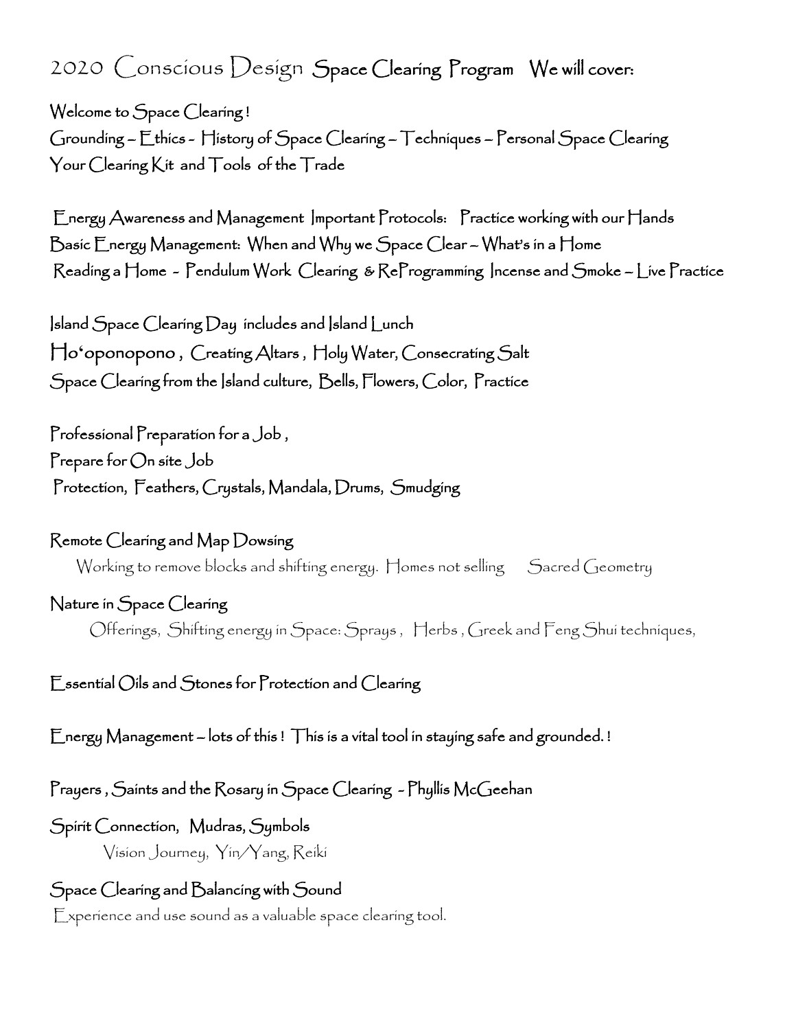# 2020 Conscious Design Space Clearing Program We will cover:

Welcome to Space Clearing !
Grounding – Ethics - History of Space Clearing – Techniques – Personal Space Clearing
Your Clearing Kit and Tools of the Trade

Energy Awareness and Management Important Protocols: Practice working with our Hands
Basic Energy Management: When and Why we Space Clear – What's in a Home
Reading a Home - Pendulum Work Clearing & ReProgramming Incense and Smoke – Live Practice

Island Space Clearing Day includes and Island Lunch
Ho'oponopono , Creating Altars , Holy Water, Consecrating Salt
Space Clearing from the Island culture, Bells, Flowers, Color, Practice

Professional Preparation for a Job ,
Prepare for On site Job
Protection, Feathers, Crystals, Mandala, Drums, Smudging

Remote Clearing and Map Dowsing
Working to remove blocks and shifting energy. Homes not selling Sacred Geometry

Nature in Space Clearing
Offerings, Shifting energy in Space: Sprays , Herbs , Greek and Feng Shui techniques,

Essential Oils and Stones for Protection and Clearing

Energy Management – lots of this ! This is a vital tool in staying safe and grounded. !

Prayers , Saints and the Rosary in Space Clearing - Phyllis McGeehan

Spirit Connection, Mudras, Symbols
Vision Journey, Yin/Yang, Reiki

Space Clearing and Balancing with Sound
Experience and use sound as a valuable space clearing tool.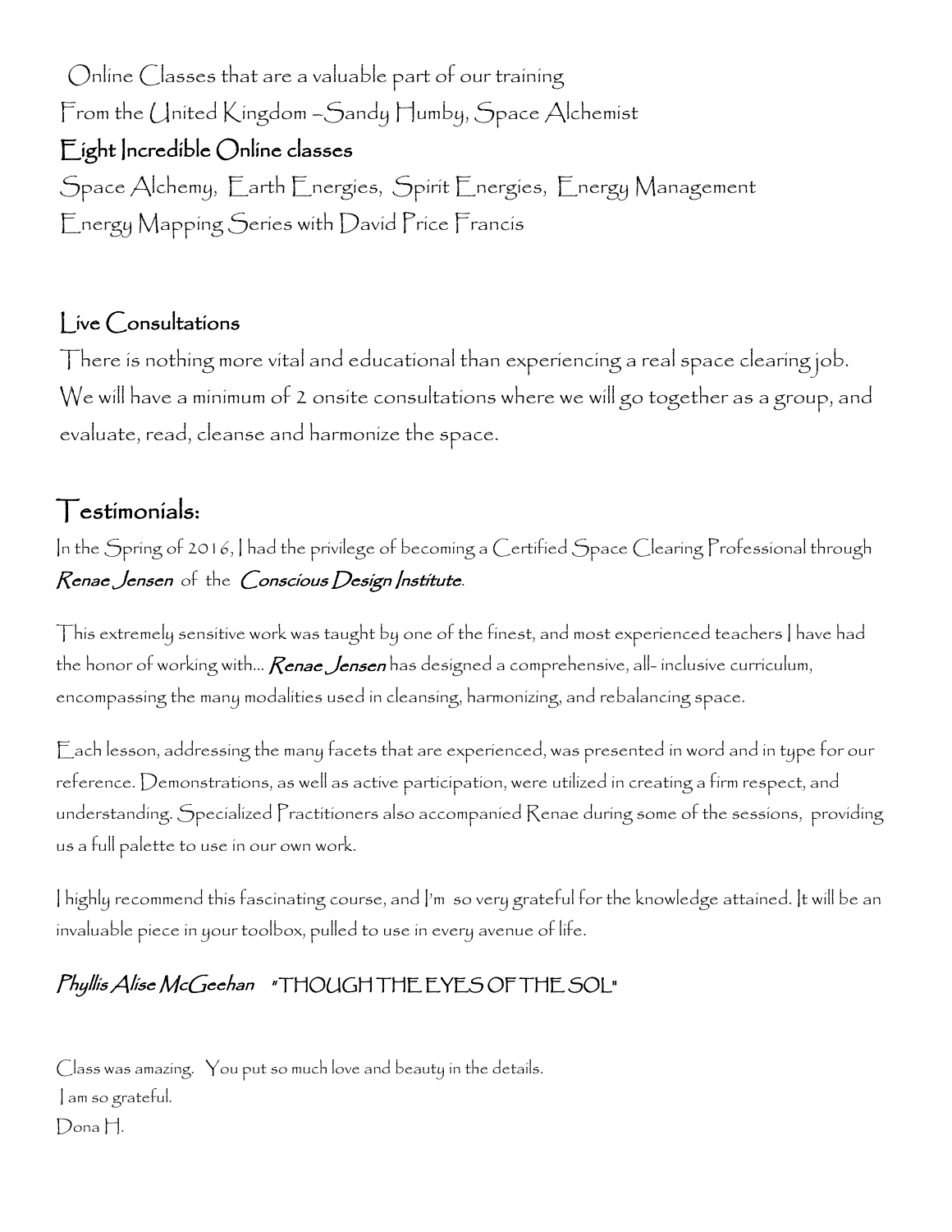Online Classes that are a valuable part of our training

From the United Kingdom –Sandy Humby, Space Alchemist

### Eight Incredible Online classes

Space Alchemy, Earth Energies, Spirit Energies, Energy Management

Energy Mapping Series with David Price Francis

### Live Consultations

There is nothing more vital and educational than experiencing a real space clearing job. We will have a minimum of 2 onsite consultations where we will go together as a group, and evaluate, read, cleanse and harmonize the space.

## Testimonials:

In the Spring of 2016, I had the privilege of becoming a Certified Space Clearing Professional through ***Renae Jensen*** of the ***Conscious Design Institute***.

This extremely sensitive work was taught by one of the finest, and most experienced teachers I have had the honor of working with… ***Renae Jensen*** has designed a comprehensive, all- inclusive curriculum, encompassing the many modalities used in cleansing, harmonizing, and rebalancing space.

Each lesson, addressing the many facets that are experienced, was presented in word and in type for our reference. Demonstrations, as well as active participation, were utilized in creating a firm respect, and understanding. Specialized Practitioners also accompanied Renae during some of the sessions, providing us a full palette to use in our own work.

I highly recommend this fascinating course, and I'm so very grateful for the knowledge attained. It will be an invaluable piece in your toolbox, pulled to use in every avenue of life.

***Phyllis Alise McGeehan*** "THOUGH THE EYES OF THE SOL"

Class was amazing. You put so much love and beauty in the details.
I am so grateful.
Dona H.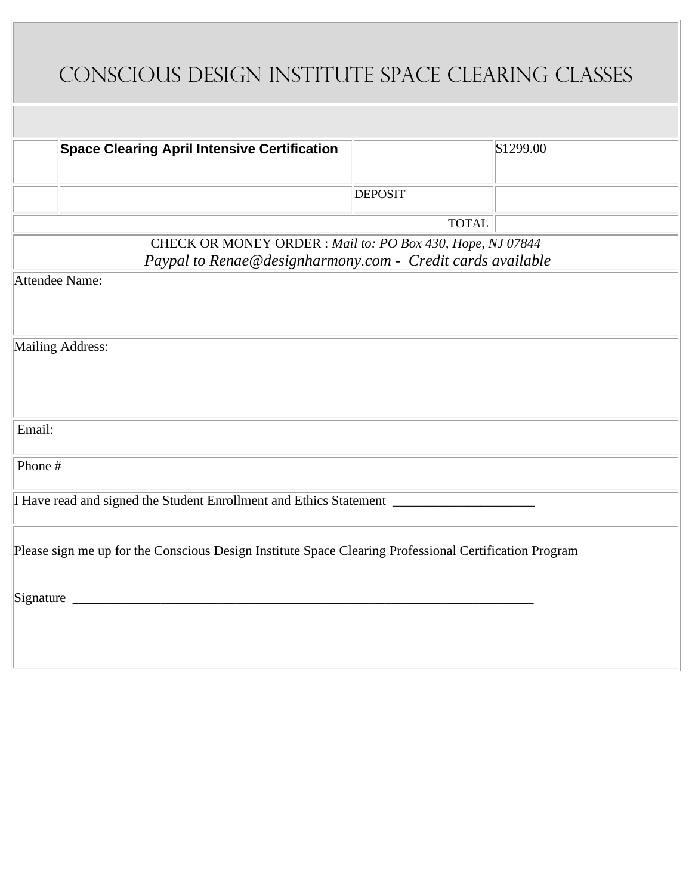# Conscious Design Institute Space Clearing Classes

| | | | |
|---|---|---|---|
| | **Space Clearing April Intensive Certification** | | $1299.00 |
| | | DEPOSIT | |
| | | TOTAL | |

CHECK OR MONEY ORDER : *Mail to: PO Box 430, Hope, NJ 07844*
*Paypal to Renae@designharmony.com - Credit cards available*

Attendee Name:

Mailing Address:

Email:

Phone #

I Have read and signed the Student Enrollment and Ethics Statement ____________________

Please sign me up for the Conscious Design Institute Space Clearing Professional Certification Program

Signature ______________________________________________________________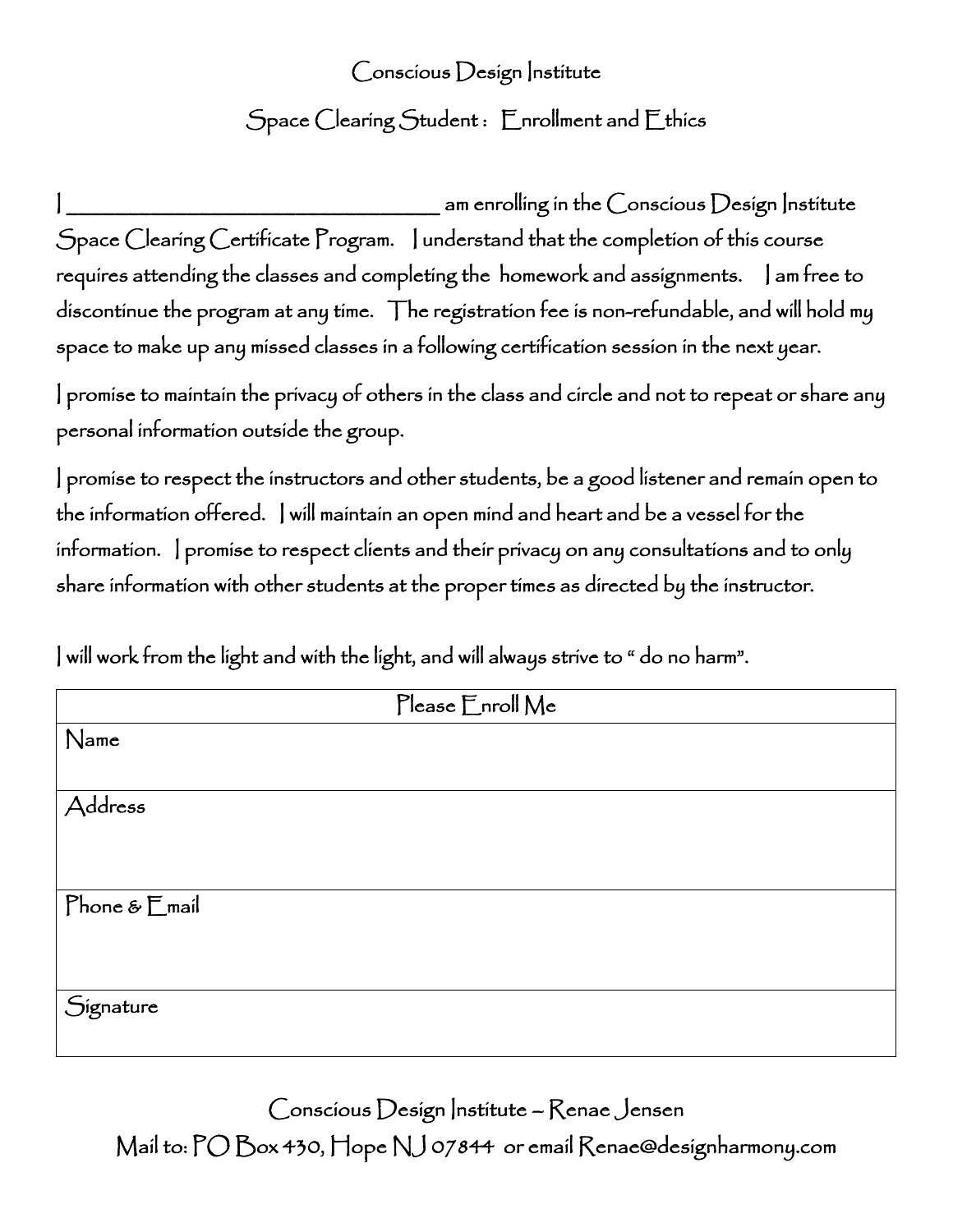# Conscious Design Institute

## Space Clearing Student : Enrollment and Ethics

I __________________________________ am enrolling in the Conscious Design Institute Space Clearing Certificate Program. I understand that the completion of this course requires attending the classes and completing the homework and assignments. I am free to discontinue the program at any time. The registration fee is non-refundable, and will hold my space to make up any missed classes in a following certification session in the next year.

I promise to maintain the privacy of others in the class and circle and not to repeat or share any personal information outside the group.

I promise to respect the instructors and other students, be a good listener and remain open to the information offered. I will maintain an open mind and heart and be a vessel for the information. I promise to respect clients and their privacy on any consultations and to only share information with other students at the proper times as directed by the instructor.

I will work from the light and with the light, and will always strive to " do no harm".

| Please Enroll Me |
| --- |
| Name |
| Address |
| Phone & Email |
| Signature |

Conscious Design Institute – Renae Jensen

Mail to: PO Box 430, Hope NJ 07844 or email Renae@designharmony.com